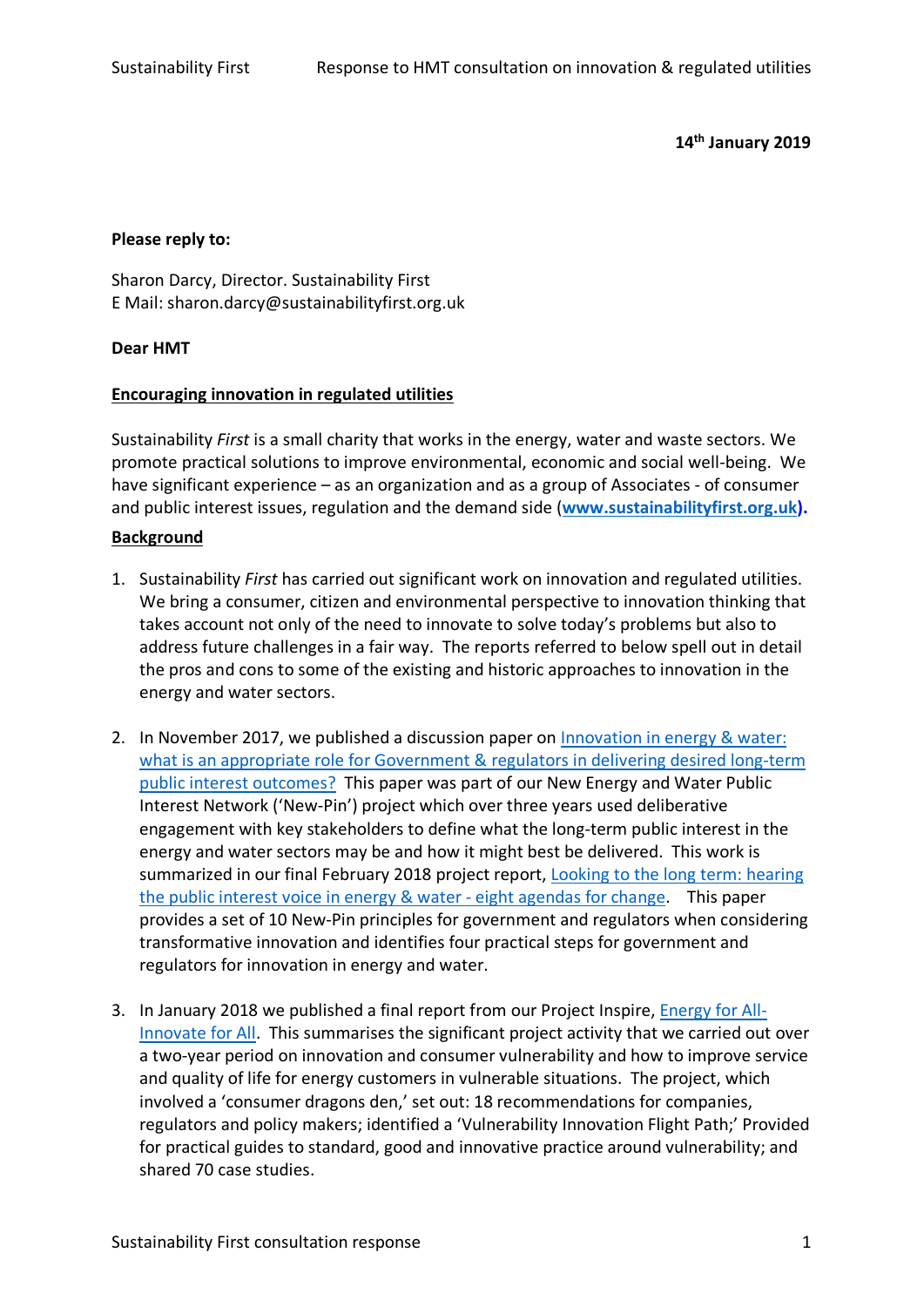**14th January 2019**

**Please reply to:**

Sharon Darcy, Director. Sustainability First
E Mail: sharon.darcy@sustainabilityfirst.org.uk

**Dear HMT**

**Encouraging innovation in regulated utilities**

Sustainability *First* is a small charity that works in the energy, water and waste sectors. We promote practical solutions to improve environmental, economic and social well-being. We have significant experience – as an organization and as a group of Associates - of consumer and public interest issues, regulation and the demand side (**www.sustainabilityfirst.org.uk).**

**Background**

1. Sustainability *First* has carried out significant work on innovation and regulated utilities. We bring a consumer, citizen and environmental perspective to innovation thinking that takes account not only of the need to innovate to solve today's problems but also to address future challenges in a fair way. The reports referred to below spell out in detail the pros and cons to some of the existing and historic approaches to innovation in the energy and water sectors.

2. In November 2017, we published a discussion paper on Innovation in energy & water: what is an appropriate role for Government & regulators in delivering desired long-term public interest outcomes? This paper was part of our New Energy and Water Public Interest Network ('New-Pin') project which over three years used deliberative engagement with key stakeholders to define what the long-term public interest in the energy and water sectors may be and how it might best be delivered. This work is summarized in our final February 2018 project report, Looking to the long term: hearing the public interest voice in energy & water - eight agendas for change. This paper provides a set of 10 New-Pin principles for government and regulators when considering transformative innovation and identifies four practical steps for government and regulators for innovation in energy and water.

3. In January 2018 we published a final report from our Project Inspire, Energy for All- Innovate for All. This summarises the significant project activity that we carried out over a two-year period on innovation and consumer vulnerability and how to improve service and quality of life for energy customers in vulnerable situations. The project, which involved a 'consumer dragons den,' set out: 18 recommendations for companies, regulators and policy makers; identified a 'Vulnerability Innovation Flight Path;' Provided for practical guides to standard, good and innovative practice around vulnerability; and shared 70 case studies.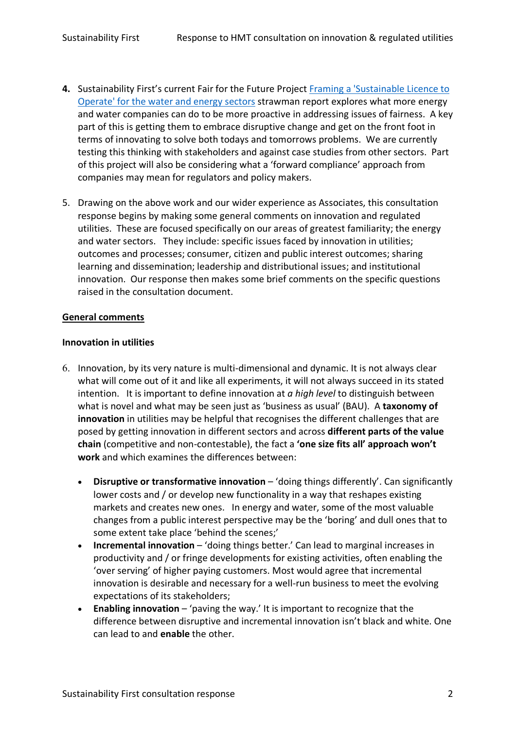4. Sustainability First's current Fair for the Future Project [Framing a 'Sustainable Licence to Operate' for the water and energy sectors] strawman report explores what more energy and water companies can do to be more proactive in addressing issues of fairness. A key part of this is getting them to embrace disruptive change and get on the front foot in terms of innovating to solve both todays and tomorrows problems. We are currently testing this thinking with stakeholders and against case studies from other sectors. Part of this project will also be considering what a 'forward compliance' approach from companies may mean for regulators and policy makers.

5. Drawing on the above work and our wider experience as Associates, this consultation response begins by making some general comments on innovation and regulated utilities. These are focused specifically on our areas of greatest familiarity; the energy and water sectors. They include: specific issues faced by innovation in utilities; outcomes and processes; consumer, citizen and public interest outcomes; sharing learning and dissemination; leadership and distributional issues; and institutional innovation. Our response then makes some brief comments on the specific questions raised in the consultation document.

## General comments

### Innovation in utilities

6. Innovation, by its very nature is multi-dimensional and dynamic. It is not always clear what will come out of it and like all experiments, it will not always succeed in its stated intention. It is important to define innovation at *a high level* to distinguish between what is novel and what may be seen just as 'business as usual' (BAU). A **taxonomy of innovation** in utilities may be helpful that recognises the different challenges that are posed by getting innovation in different sectors and across **different parts of the value chain** (competitive and non-contestable), the fact a **'one size fits all' approach won't work** and which examines the differences between:

   - **Disruptive or transformative innovation** – 'doing things differently'. Can significantly lower costs and / or develop new functionality in a way that reshapes existing markets and creates new ones. In energy and water, some of the most valuable changes from a public interest perspective may be the 'boring' and dull ones that to some extent take place 'behind the scenes;'
   - **Incremental innovation** – 'doing things better.' Can lead to marginal increases in productivity and / or fringe developments for existing activities, often enabling the 'over serving' of higher paying customers. Most would agree that incremental innovation is desirable and necessary for a well-run business to meet the evolving expectations of its stakeholders;
   - **Enabling innovation** – 'paving the way.' It is important to recognize that the difference between disruptive and incremental innovation isn't black and white. One can lead to and **enable** the other.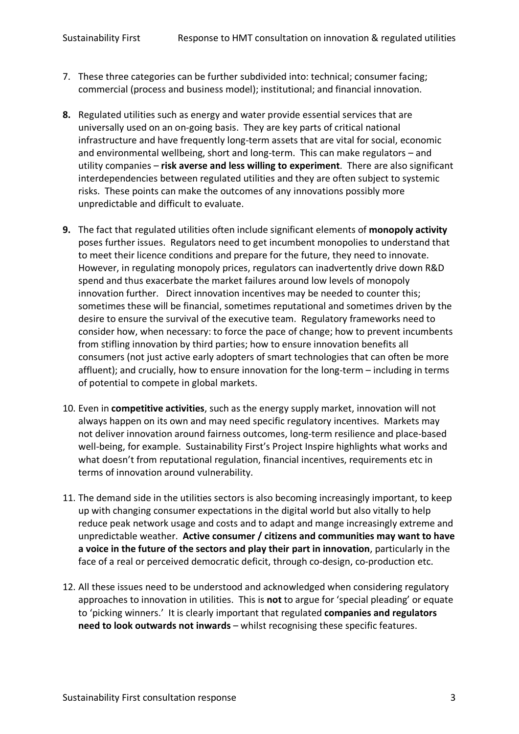7. These three categories can be further subdivided into: technical; consumer facing; commercial (process and business model); institutional; and financial innovation.

**8.** Regulated utilities such as energy and water provide essential services that are universally used on an on-going basis. They are key parts of critical national infrastructure and have frequently long-term assets that are vital for social, economic and environmental wellbeing, short and long-term. This can make regulators – and utility companies – **risk averse and less willing to experiment**. There are also significant interdependencies between regulated utilities and they are often subject to systemic risks. These points can make the outcomes of any innovations possibly more unpredictable and difficult to evaluate.

**9.** The fact that regulated utilities often include significant elements of **monopoly activity** poses further issues. Regulators need to get incumbent monopolies to understand that to meet their licence conditions and prepare for the future, they need to innovate. However, in regulating monopoly prices, regulators can inadvertently drive down R&D spend and thus exacerbate the market failures around low levels of monopoly innovation further. Direct innovation incentives may be needed to counter this; sometimes these will be financial, sometimes reputational and sometimes driven by the desire to ensure the survival of the executive team. Regulatory frameworks need to consider how, when necessary: to force the pace of change; how to prevent incumbents from stifling innovation by third parties; how to ensure innovation benefits all consumers (not just active early adopters of smart technologies that can often be more affluent); and crucially, how to ensure innovation for the long-term – including in terms of potential to compete in global markets.

10. Even in **competitive activities**, such as the energy supply market, innovation will not always happen on its own and may need specific regulatory incentives. Markets may not deliver innovation around fairness outcomes, long-term resilience and place-based well-being, for example. Sustainability First's Project Inspire highlights what works and what doesn't from reputational regulation, financial incentives, requirements etc in terms of innovation around vulnerability.

11. The demand side in the utilities sectors is also becoming increasingly important, to keep up with changing consumer expectations in the digital world but also vitally to help reduce peak network usage and costs and to adapt and mange increasingly extreme and unpredictable weather. **Active consumer / citizens and communities may want to have a voice in the future of the sectors and play their part in innovation**, particularly in the face of a real or perceived democratic deficit, through co-design, co-production etc.

12. All these issues need to be understood and acknowledged when considering regulatory approaches to innovation in utilities. This is **not** to argue for 'special pleading' or equate to 'picking winners.' It is clearly important that regulated **companies and regulators need to look outwards not inwards** – whilst recognising these specific features.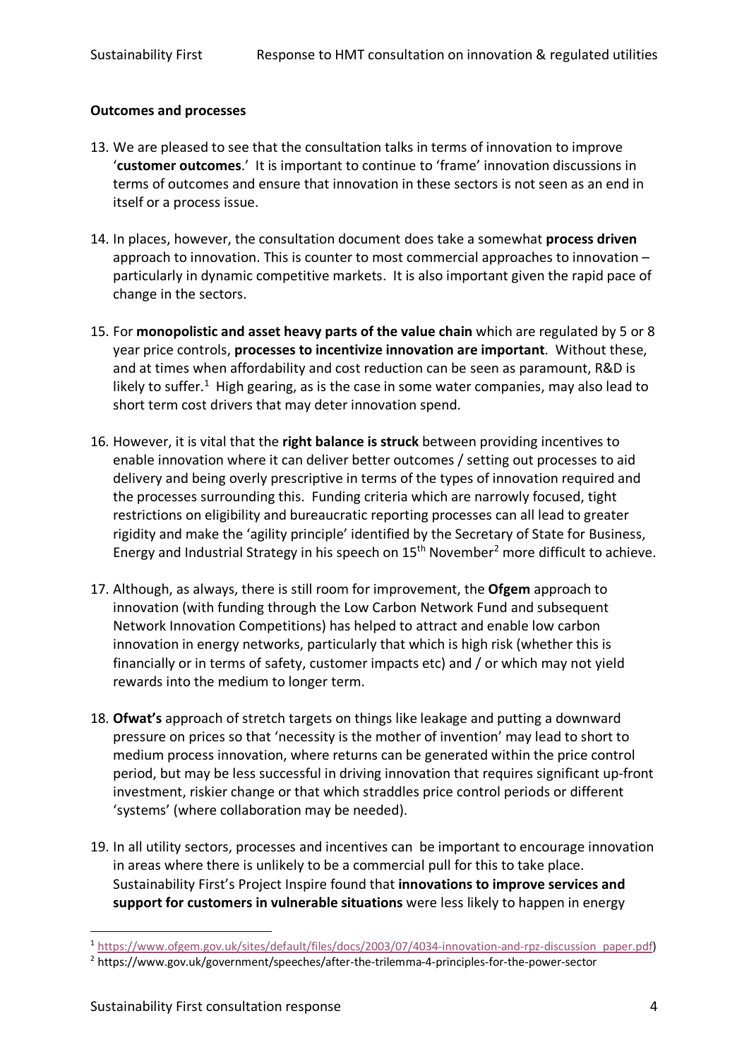**Outcomes and processes**

13. We are pleased to see that the consultation talks in terms of innovation to improve '**customer outcomes**.' It is important to continue to 'frame' innovation discussions in terms of outcomes and ensure that innovation in these sectors is not seen as an end in itself or a process issue.

14. In places, however, the consultation document does take a somewhat **process driven** approach to innovation. This is counter to most commercial approaches to innovation – particularly in dynamic competitive markets. It is also important given the rapid pace of change in the sectors.

15. For **monopolistic and asset heavy parts of the value chain** which are regulated by 5 or 8 year price controls, **processes to incentivize innovation are important**. Without these, and at times when affordability and cost reduction can be seen as paramount, R&D is likely to suffer.[1] High gearing, as is the case in some water companies, may also lead to short term cost drivers that may deter innovation spend.

16. However, it is vital that the **right balance is struck** between providing incentives to enable innovation where it can deliver better outcomes / setting out processes to aid delivery and being overly prescriptive in terms of the types of innovation required and the processes surrounding this. Funding criteria which are narrowly focused, tight restrictions on eligibility and bureaucratic reporting processes can all lead to greater rigidity and make the 'agility principle' identified by the Secretary of State for Business, Energy and Industrial Strategy in his speech on 15th November[2] more difficult to achieve.

17. Although, as always, there is still room for improvement, the **Ofgem** approach to innovation (with funding through the Low Carbon Network Fund and subsequent Network Innovation Competitions) has helped to attract and enable low carbon innovation in energy networks, particularly that which is high risk (whether this is financially or in terms of safety, customer impacts etc) and / or which may not yield rewards into the medium to longer term.

18. **Ofwat's** approach of stretch targets on things like leakage and putting a downward pressure on prices so that 'necessity is the mother of invention' may lead to short to medium process innovation, where returns can be generated within the price control period, but may be less successful in driving innovation that requires significant up-front investment, riskier change or that which straddles price control periods or different 'systems' (where collaboration may be needed).

19. In all utility sectors, processes and incentives can be important to encourage innovation in areas where there is unlikely to be a commercial pull for this to take place. Sustainability First's Project Inspire found that **innovations to improve services and support for customers in vulnerable situations** were less likely to happen in energy

---

[1] https://www.ofgem.gov.uk/sites/default/files/docs/2003/07/4034-innovation-and-rpz-discussion_paper.pdf)

[2] https://www.gov.uk/government/speeches/after-the-trilemma-4-principles-for-the-power-sector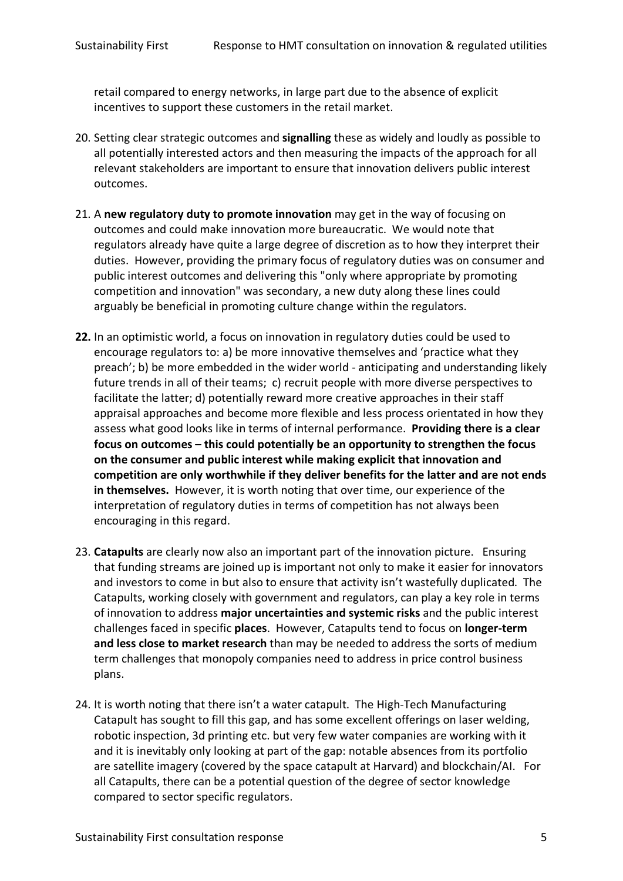retail compared to energy networks, in large part due to the absence of explicit incentives to support these customers in the retail market.

20. Setting clear strategic outcomes and **signalling** these as widely and loudly as possible to all potentially interested actors and then measuring the impacts of the approach for all relevant stakeholders are important to ensure that innovation delivers public interest outcomes.

21. A **new regulatory duty to promote innovation** may get in the way of focusing on outcomes and could make innovation more bureaucratic. We would note that regulators already have quite a large degree of discretion as to how they interpret their duties. However, providing the primary focus of regulatory duties was on consumer and public interest outcomes and delivering this "only where appropriate by promoting competition and innovation" was secondary, a new duty along these lines could arguably be beneficial in promoting culture change within the regulators.

22. In an optimistic world, a focus on innovation in regulatory duties could be used to encourage regulators to: a) be more innovative themselves and 'practice what they preach'; b) be more embedded in the wider world - anticipating and understanding likely future trends in all of their teams; c) recruit people with more diverse perspectives to facilitate the latter; d) potentially reward more creative approaches in their staff appraisal approaches and become more flexible and less process orientated in how they assess what good looks like in terms of internal performance. **Providing there is a clear focus on outcomes – this could potentially be an opportunity to strengthen the focus on the consumer and public interest while making explicit that innovation and competition are only worthwhile if they deliver benefits for the latter and are not ends in themselves.** However, it is worth noting that over time, our experience of the interpretation of regulatory duties in terms of competition has not always been encouraging in this regard.

23. **Catapults** are clearly now also an important part of the innovation picture. Ensuring that funding streams are joined up is important not only to make it easier for innovators and investors to come in but also to ensure that activity isn't wastefully duplicated. The Catapults, working closely with government and regulators, can play a key role in terms of innovation to address **major uncertainties and systemic risks** and the public interest challenges faced in specific **places**. However, Catapults tend to focus on **longer-term and less close to market research** than may be needed to address the sorts of medium term challenges that monopoly companies need to address in price control business plans.

24. It is worth noting that there isn't a water catapult. The High-Tech Manufacturing Catapult has sought to fill this gap, and has some excellent offerings on laser welding, robotic inspection, 3d printing etc. but very few water companies are working with it and it is inevitably only looking at part of the gap: notable absences from its portfolio are satellite imagery (covered by the space catapult at Harvard) and blockchain/AI. For all Catapults, there can be a potential question of the degree of sector knowledge compared to sector specific regulators.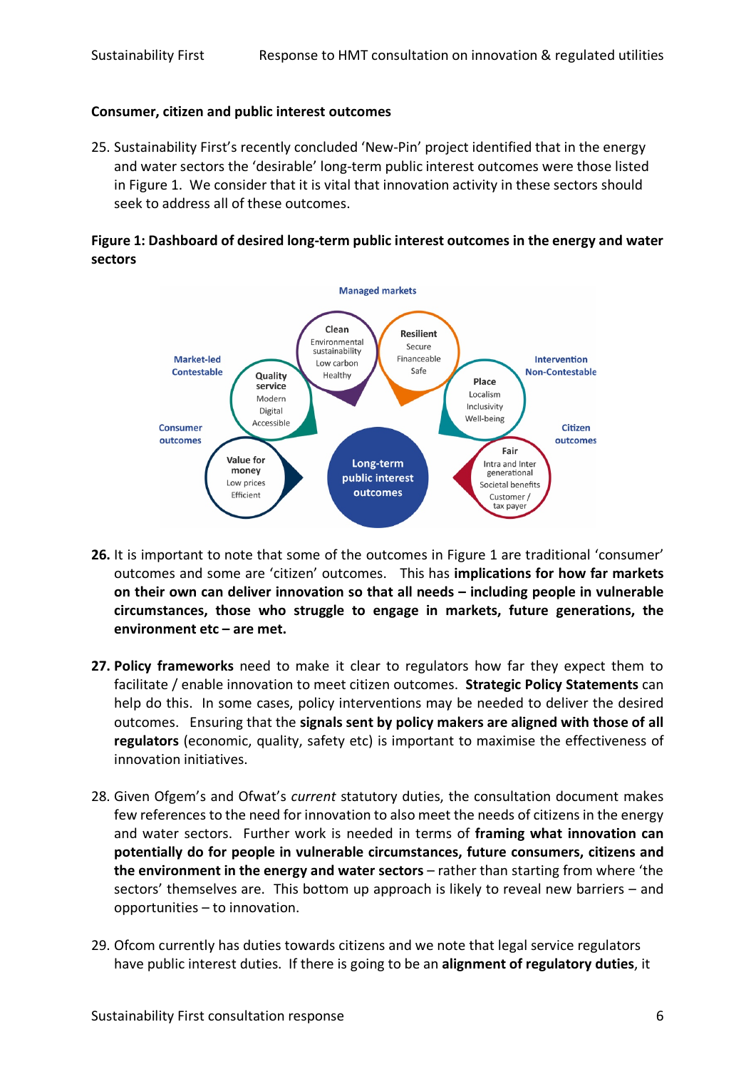## Consumer, citizen and public interest outcomes

25. Sustainability First's recently concluded 'New-Pin' project identified that in the energy and water sectors the 'desirable' long-term public interest outcomes were those listed in Figure 1. We consider that it is vital that innovation activity in these sectors should seek to address all of these outcomes.

**Figure 1: Dashboard of desired long-term public interest outcomes in the energy and water sectors**

Managed markets

Market-led
Contestable

Intervention
Non-Contestable

Consumer outcomes

Citizen outcomes

Clean
Environmental sustainability
Low carbon
Healthy

Resilient
Secure
Financeable
Safe

Quality service
Modern
Digital
Accessible

Place
Localism
Inclusivity
Well-being

Value for money
Low prices
Efficient

Long-term public interest outcomes

Fair
Intra and Inter generational
Societal benefits
Customer / tax payer

**26.** It is important to note that some of the outcomes in Figure 1 are traditional 'consumer' outcomes and some are 'citizen' outcomes. This has **implications for how far markets on their own can deliver innovation so that all needs – including people in vulnerable circumstances, those who struggle to engage in markets, future generations, the environment etc – are met.**

**27. Policy frameworks** need to make it clear to regulators how far they expect them to facilitate / enable innovation to meet citizen outcomes. **Strategic Policy Statements** can help do this. In some cases, policy interventions may be needed to deliver the desired outcomes. Ensuring that the **signals sent by policy makers are aligned with those of all regulators** (economic, quality, safety etc) is important to maximise the effectiveness of innovation initiatives.

28. Given Ofgem's and Ofwat's *current* statutory duties, the consultation document makes few references to the need for innovation to also meet the needs of citizens in the energy and water sectors. Further work is needed in terms of **framing what innovation can potentially do for people in vulnerable circumstances, future consumers, citizens and the environment in the energy and water sectors** – rather than starting from where 'the sectors' themselves are. This bottom up approach is likely to reveal new barriers – and opportunities – to innovation.

29. Ofcom currently has duties towards citizens and we note that legal service regulators have public interest duties. If there is going to be an **alignment of regulatory duties**, it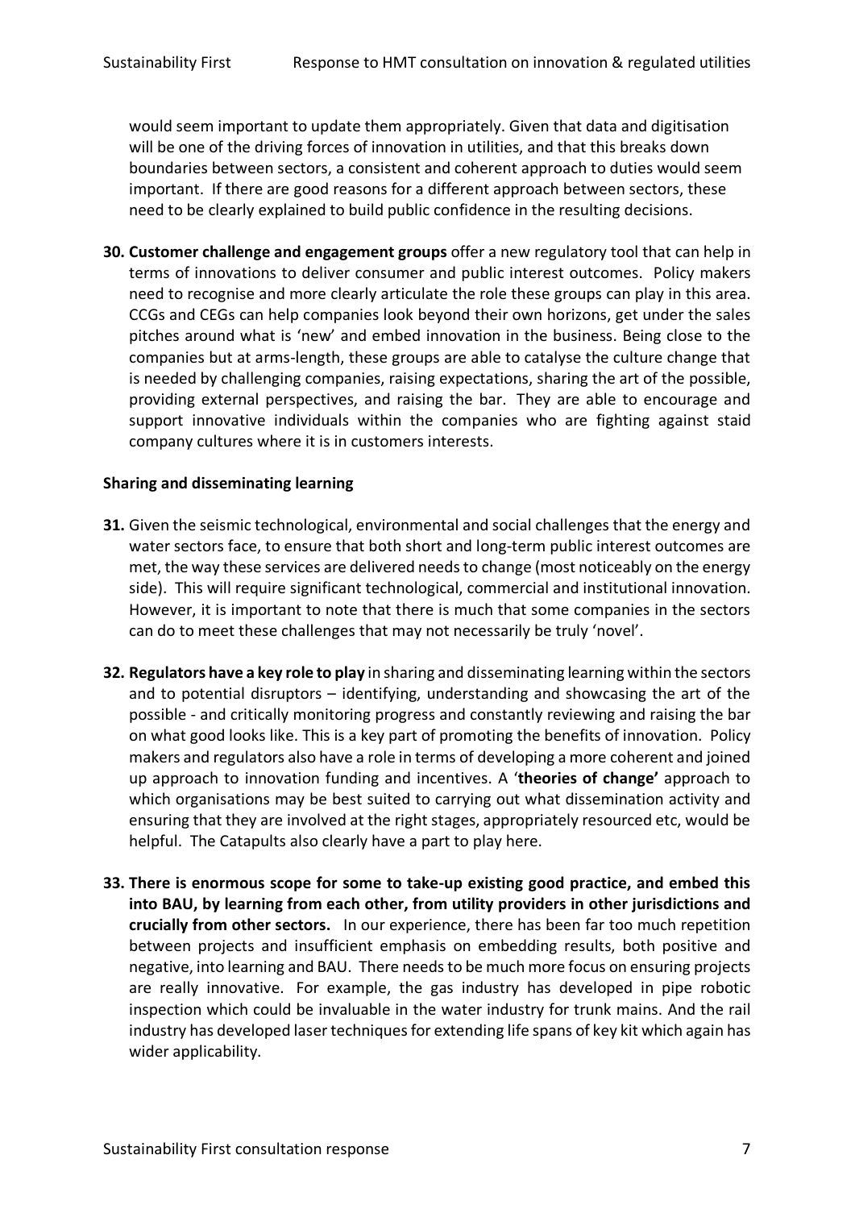would seem important to update them appropriately. Given that data and digitisation will be one of the driving forces of innovation in utilities, and that this breaks down boundaries between sectors, a consistent and coherent approach to duties would seem important. If there are good reasons for a different approach between sectors, these need to be clearly explained to build public confidence in the resulting decisions.

**30. Customer challenge and engagement groups** offer a new regulatory tool that can help in terms of innovations to deliver consumer and public interest outcomes. Policy makers need to recognise and more clearly articulate the role these groups can play in this area. CCGs and CEGs can help companies look beyond their own horizons, get under the sales pitches around what is 'new' and embed innovation in the business. Being close to the companies but at arms-length, these groups are able to catalyse the culture change that is needed by challenging companies, raising expectations, sharing the art of the possible, providing external perspectives, and raising the bar. They are able to encourage and support innovative individuals within the companies who are fighting against staid company cultures where it is in customers interests.

**Sharing and disseminating learning**

**31.** Given the seismic technological, environmental and social challenges that the energy and water sectors face, to ensure that both short and long-term public interest outcomes are met, the way these services are delivered needs to change (most noticeably on the energy side). This will require significant technological, commercial and institutional innovation. However, it is important to note that there is much that some companies in the sectors can do to meet these challenges that may not necessarily be truly 'novel'.

**32. Regulators have a key role to play** in sharing and disseminating learning within the sectors and to potential disruptors – identifying, understanding and showcasing the art of the possible - and critically monitoring progress and constantly reviewing and raising the bar on what good looks like. This is a key part of promoting the benefits of innovation. Policy makers and regulators also have a role in terms of developing a more coherent and joined up approach to innovation funding and incentives. A '**theories of change'** approach to which organisations may be best suited to carrying out what dissemination activity and ensuring that they are involved at the right stages, appropriately resourced etc, would be helpful. The Catapults also clearly have a part to play here.

**33. There is enormous scope for some to take-up existing good practice, and embed this into BAU, by learning from each other, from utility providers in other jurisdictions and crucially from other sectors.** In our experience, there has been far too much repetition between projects and insufficient emphasis on embedding results, both positive and negative, into learning and BAU. There needs to be much more focus on ensuring projects are really innovative. For example, the gas industry has developed in pipe robotic inspection which could be invaluable in the water industry for trunk mains. And the rail industry has developed laser techniques for extending life spans of key kit which again has wider applicability.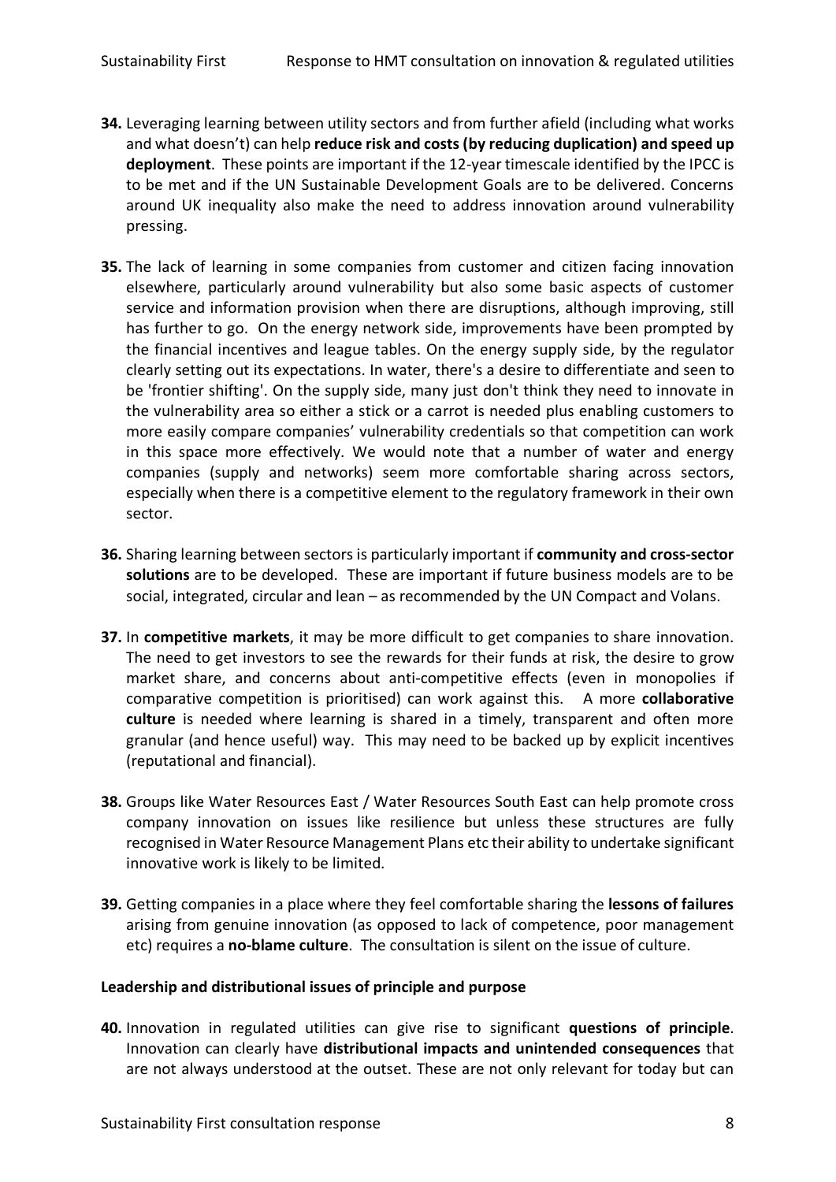**34.** Leveraging learning between utility sectors and from further afield (including what works and what doesn't) can help **reduce risk and costs (by reducing duplication) and speed up deployment**. These points are important if the 12-year timescale identified by the IPCC is to be met and if the UN Sustainable Development Goals are to be delivered. Concerns around UK inequality also make the need to address innovation around vulnerability pressing.

**35.** The lack of learning in some companies from customer and citizen facing innovation elsewhere, particularly around vulnerability but also some basic aspects of customer service and information provision when there are disruptions, although improving, still has further to go. On the energy network side, improvements have been prompted by the financial incentives and league tables. On the energy supply side, by the regulator clearly setting out its expectations. In water, there's a desire to differentiate and seen to be 'frontier shifting'. On the supply side, many just don't think they need to innovate in the vulnerability area so either a stick or a carrot is needed plus enabling customers to more easily compare companies' vulnerability credentials so that competition can work in this space more effectively. We would note that a number of water and energy companies (supply and networks) seem more comfortable sharing across sectors, especially when there is a competitive element to the regulatory framework in their own sector.

**36.** Sharing learning between sectors is particularly important if **community and cross-sector solutions** are to be developed. These are important if future business models are to be social, integrated, circular and lean – as recommended by the UN Compact and Volans.

**37.** In **competitive markets**, it may be more difficult to get companies to share innovation. The need to get investors to see the rewards for their funds at risk, the desire to grow market share, and concerns about anti-competitive effects (even in monopolies if comparative competition is prioritised) can work against this. A more **collaborative culture** is needed where learning is shared in a timely, transparent and often more granular (and hence useful) way. This may need to be backed up by explicit incentives (reputational and financial).

**38.** Groups like Water Resources East / Water Resources South East can help promote cross company innovation on issues like resilience but unless these structures are fully recognised in Water Resource Management Plans etc their ability to undertake significant innovative work is likely to be limited.

**39.** Getting companies in a place where they feel comfortable sharing the **lessons of failures** arising from genuine innovation (as opposed to lack of competence, poor management etc) requires a **no-blame culture**. The consultation is silent on the issue of culture.

**Leadership and distributional issues of principle and purpose**

**40.** Innovation in regulated utilities can give rise to significant **questions of principle**. Innovation can clearly have **distributional impacts and unintended consequences** that are not always understood at the outset. These are not only relevant for today but can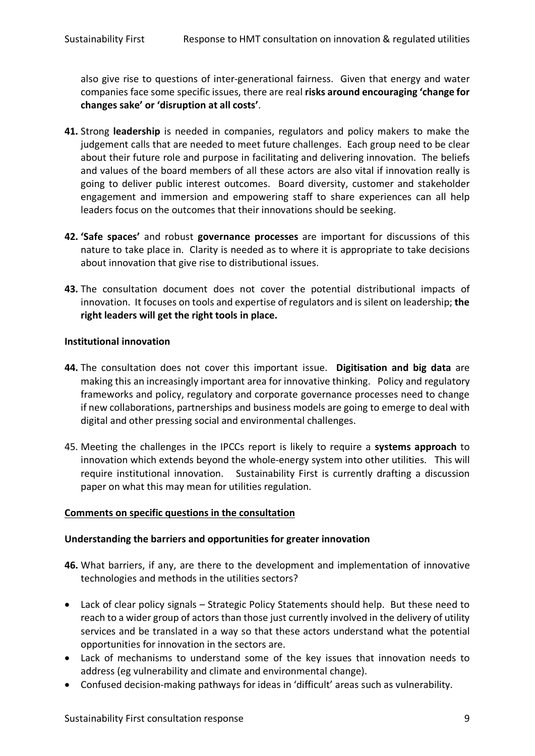also give rise to questions of inter-generational fairness. Given that energy and water companies face some specific issues, there are real **risks around encouraging 'change for changes sake' or 'disruption at all costs'**.

**41.** Strong **leadership** is needed in companies, regulators and policy makers to make the judgement calls that are needed to meet future challenges. Each group need to be clear about their future role and purpose in facilitating and delivering innovation. The beliefs and values of the board members of all these actors are also vital if innovation really is going to deliver public interest outcomes. Board diversity, customer and stakeholder engagement and immersion and empowering staff to share experiences can all help leaders focus on the outcomes that their innovations should be seeking.

**42. 'Safe spaces'** and robust **governance processes** are important for discussions of this nature to take place in. Clarity is needed as to where it is appropriate to take decisions about innovation that give rise to distributional issues.

**43.** The consultation document does not cover the potential distributional impacts of innovation. It focuses on tools and expertise of regulators and is silent on leadership; **the right leaders will get the right tools in place.**

**Institutional innovation**

**44.** The consultation does not cover this important issue. **Digitisation and big data** are making this an increasingly important area for innovative thinking. Policy and regulatory frameworks and policy, regulatory and corporate governance processes need to change if new collaborations, partnerships and business models are going to emerge to deal with digital and other pressing social and environmental challenges.

45. Meeting the challenges in the IPCCs report is likely to require a **systems approach** to innovation which extends beyond the whole-energy system into other utilities. This will require institutional innovation. Sustainability First is currently drafting a discussion paper on what this may mean for utilities regulation.

**Comments on specific questions in the consultation**

**Understanding the barriers and opportunities for greater innovation**

**46.** What barriers, if any, are there to the development and implementation of innovative technologies and methods in the utilities sectors?

- Lack of clear policy signals – Strategic Policy Statements should help. But these need to reach to a wider group of actors than those just currently involved in the delivery of utility services and be translated in a way so that these actors understand what the potential opportunities for innovation in the sectors are.
- Lack of mechanisms to understand some of the key issues that innovation needs to address (eg vulnerability and climate and environmental change).
- Confused decision-making pathways for ideas in 'difficult' areas such as vulnerability.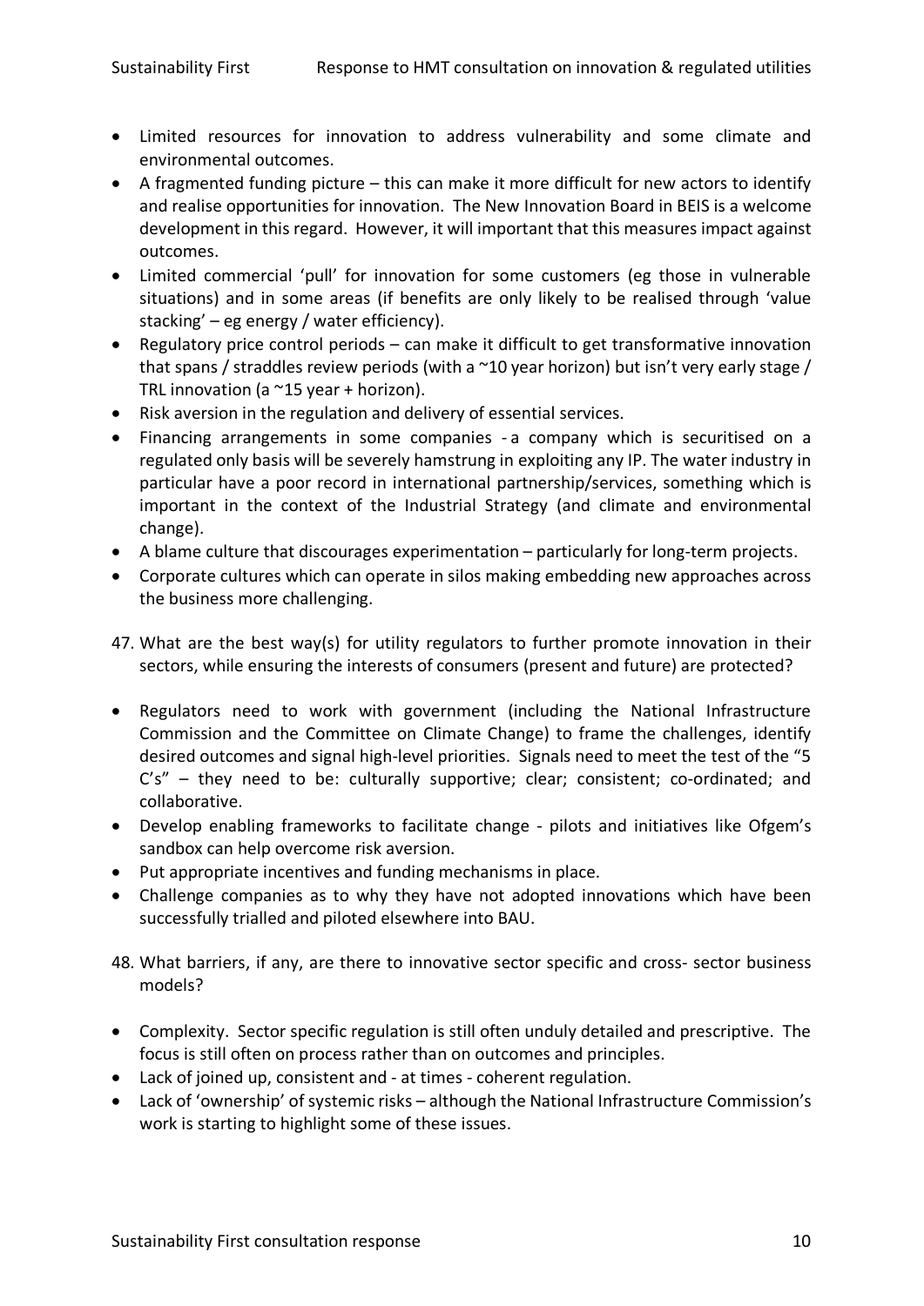- Limited resources for innovation to address vulnerability and some climate and environmental outcomes.
- A fragmented funding picture – this can make it more difficult for new actors to identify and realise opportunities for innovation. The New Innovation Board in BEIS is a welcome development in this regard. However, it will important that this measures impact against outcomes.
- Limited commercial 'pull' for innovation for some customers (eg those in vulnerable situations) and in some areas (if benefits are only likely to be realised through 'value stacking' – eg energy / water efficiency).
- Regulatory price control periods – can make it difficult to get transformative innovation that spans / straddles review periods (with a ~10 year horizon) but isn't very early stage / TRL innovation (a ~15 year + horizon).
- Risk aversion in the regulation and delivery of essential services.
- Financing arrangements in some companies - a company which is securitised on a regulated only basis will be severely hamstrung in exploiting any IP. The water industry in particular have a poor record in international partnership/services, something which is important in the context of the Industrial Strategy (and climate and environmental change).
- A blame culture that discourages experimentation – particularly for long-term projects.
- Corporate cultures which can operate in silos making embedding new approaches across the business more challenging.

47. What are the best way(s) for utility regulators to further promote innovation in their sectors, while ensuring the interests of consumers (present and future) are protected?

- Regulators need to work with government (including the National Infrastructure Commission and the Committee on Climate Change) to frame the challenges, identify desired outcomes and signal high-level priorities. Signals need to meet the test of the "5 C's" – they need to be: culturally supportive; clear; consistent; co-ordinated; and collaborative.
- Develop enabling frameworks to facilitate change - pilots and initiatives like Ofgem's sandbox can help overcome risk aversion.
- Put appropriate incentives and funding mechanisms in place.
- Challenge companies as to why they have not adopted innovations which have been successfully trialled and piloted elsewhere into BAU.

48. What barriers, if any, are there to innovative sector specific and cross- sector business models?

- Complexity. Sector specific regulation is still often unduly detailed and prescriptive. The focus is still often on process rather than on outcomes and principles.
- Lack of joined up, consistent and - at times - coherent regulation.
- Lack of 'ownership' of systemic risks – although the National Infrastructure Commission's work is starting to highlight some of these issues.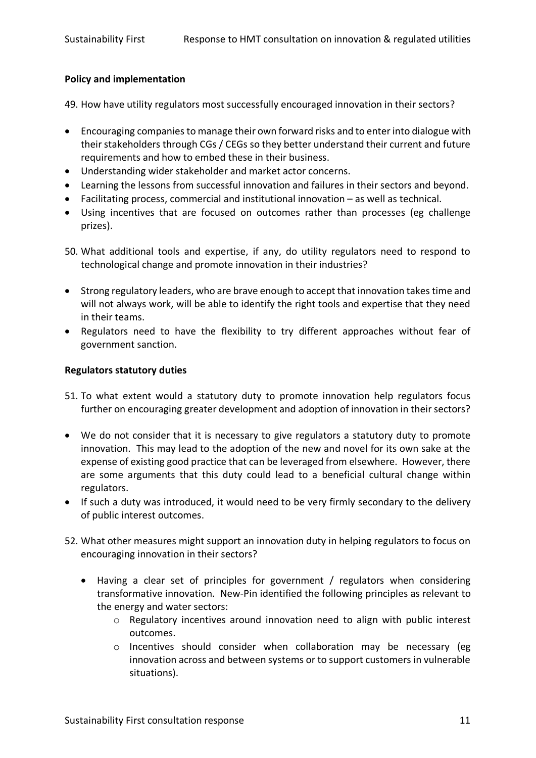**Policy and implementation**

49. How have utility regulators most successfully encouraged innovation in their sectors?

- Encouraging companies to manage their own forward risks and to enter into dialogue with their stakeholders through CGs / CEGs so they better understand their current and future requirements and how to embed these in their business.
- Understanding wider stakeholder and market actor concerns.
- Learning the lessons from successful innovation and failures in their sectors and beyond.
- Facilitating process, commercial and institutional innovation – as well as technical.
- Using incentives that are focused on outcomes rather than processes (eg challenge prizes).

50. What additional tools and expertise, if any, do utility regulators need to respond to technological change and promote innovation in their industries?

- Strong regulatory leaders, who are brave enough to accept that innovation takes time and will not always work, will be able to identify the right tools and expertise that they need in their teams.
- Regulators need to have the flexibility to try different approaches without fear of government sanction.

**Regulators statutory duties**

51. To what extent would a statutory duty to promote innovation help regulators focus further on encouraging greater development and adoption of innovation in their sectors?

- We do not consider that it is necessary to give regulators a statutory duty to promote innovation. This may lead to the adoption of the new and novel for its own sake at the expense of existing good practice that can be leveraged from elsewhere. However, there are some arguments that this duty could lead to a beneficial cultural change within regulators.
- If such a duty was introduced, it would need to be very firmly secondary to the delivery of public interest outcomes.

52. What other measures might support an innovation duty in helping regulators to focus on encouraging innovation in their sectors?

    - Having a clear set of principles for government / regulators when considering transformative innovation. New-Pin identified the following principles as relevant to the energy and water sectors:
        - Regulatory incentives around innovation need to align with public interest outcomes.
        - Incentives should consider when collaboration may be necessary (eg innovation across and between systems or to support customers in vulnerable situations).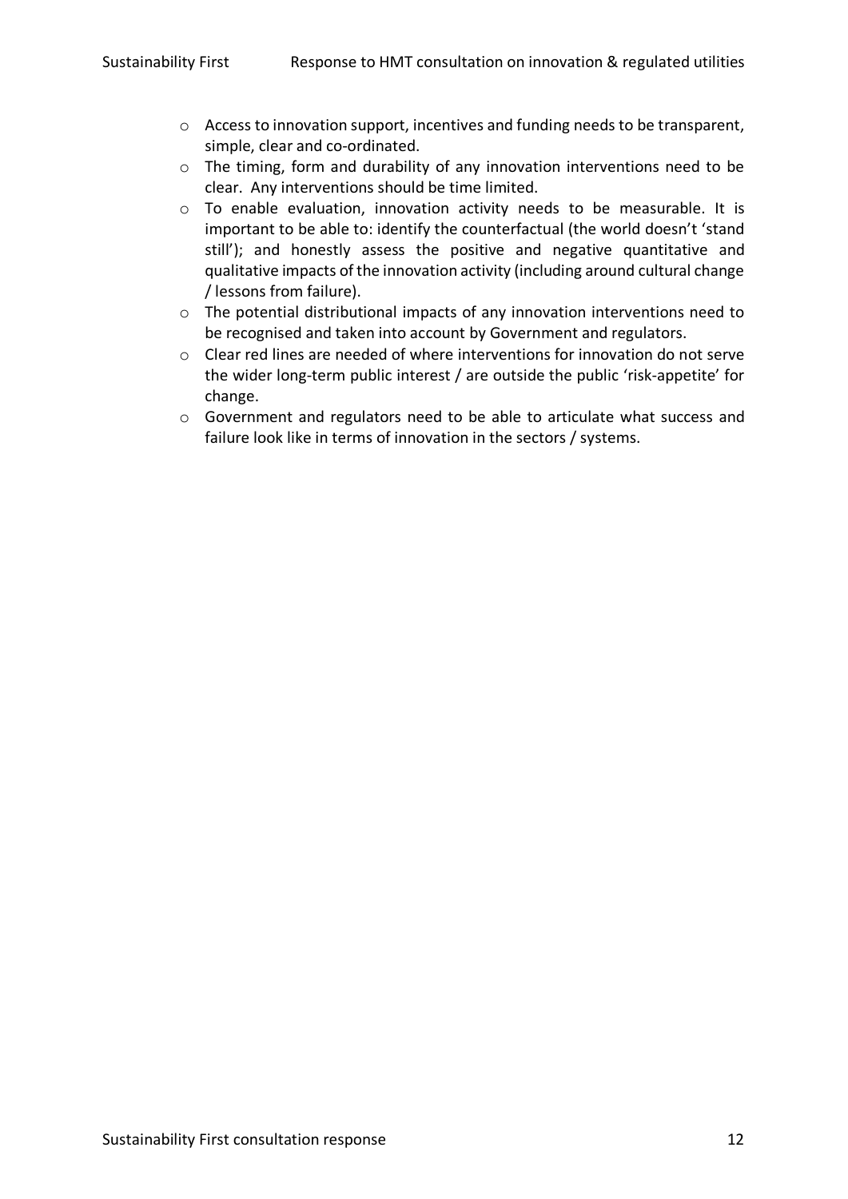- Access to innovation support, incentives and funding needs to be transparent, simple, clear and co-ordinated.
- The timing, form and durability of any innovation interventions need to be clear. Any interventions should be time limited.
- To enable evaluation, innovation activity needs to be measurable. It is important to be able to: identify the counterfactual (the world doesn't 'stand still'); and honestly assess the positive and negative quantitative and qualitative impacts of the innovation activity (including around cultural change / lessons from failure).
- The potential distributional impacts of any innovation interventions need to be recognised and taken into account by Government and regulators.
- Clear red lines are needed of where interventions for innovation do not serve the wider long-term public interest / are outside the public 'risk-appetite' for change.
- Government and regulators need to be able to articulate what success and failure look like in terms of innovation in the sectors / systems.